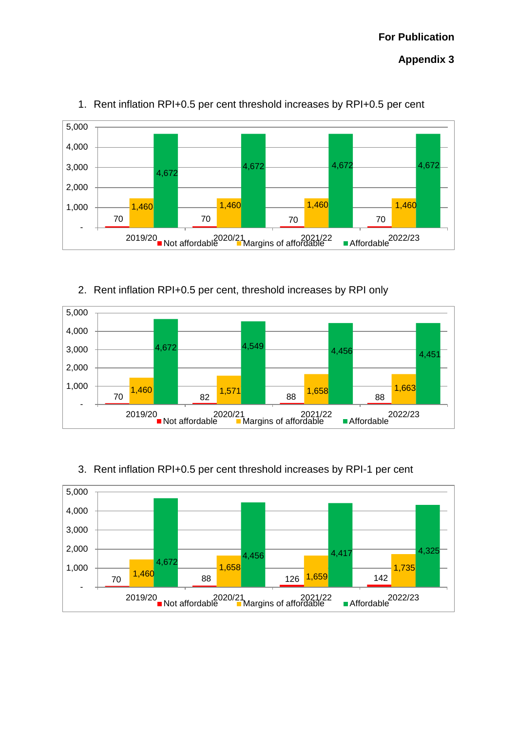**For Publication**

**Appendix 3**

1. Rent inflation RPI+0.5 per cent threshold increases by RPI+0.5 per cent

5,000
4,000
3,000
2,000
1,000
-

2019/20: 70, 1,460, 4,672
2020/21: 70, 1,460, 4,672
2021/22: 70, 1,460, 4,672
2022/23: 70, 1,460, 4,672

Not affordable
Margins of affordable
Affordable

2. Rent inflation RPI+0.5 per cent, threshold increases by RPI only

5,000
4,000
3,000
2,000
1,000
-

2019/20: 70, 1,460, 4,672
2020/21: 82, 1,571, 4,549
2021/22: 88, 1,658, 4,456
2022/23: 88, 1,663, 4,451

Not affordable
Margins of affordable
Affordable

3. Rent inflation RPI+0.5 per cent threshold increases by RPI-1 per cent

5,000
4,000
3,000
2,000
1,000
-

2019/20: 70, 1,460, 4,672
2020/21: 88, 1,658, 4,456
2021/22: 126, 1,659, 4,417
2022/23: 142, 1,735, 4,325

Not affordable
Margins of affordable
Affordable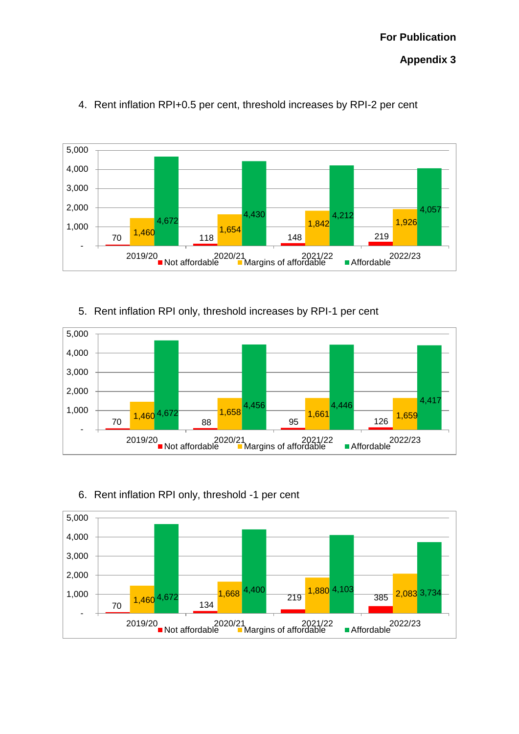**For Publication**

**Appendix 3**

4. Rent inflation RPI+0.5 per cent, threshold increases by RPI-2 per cent

5,000
4,000
3,000
2,000
1,000
-

2019/20: 70, 1,460, 4,672
2020/21: 118, 1,654, 4,430
2021/22: 148, 1,842, 4,212
2022/23: 219, 1,926, 4,057

Not affordable
Margins of affordable
Affordable

5. Rent inflation RPI only, threshold increases by RPI-1 per cent

5,000
4,000
3,000
2,000
1,000
-

2019/20: 70, 1,460, 4,672
2020/21: 88, 1,658, 4,456
2021/22: 95, 1,661, 4,446
2022/23: 126, 1,659, 4,417

Not affordable
Margins of affordable
Affordable

6. Rent inflation RPI only, threshold -1 per cent

5,000
4,000
3,000
2,000
1,000
-

2019/20: 70, 1,460, 4,672
2020/21: 134, 1,668, 4,400
2021/22: 219, 1,880, 4,103
2022/23: 385, 2,083, 3,734

Not affordable
Margins of affordable
Affordable